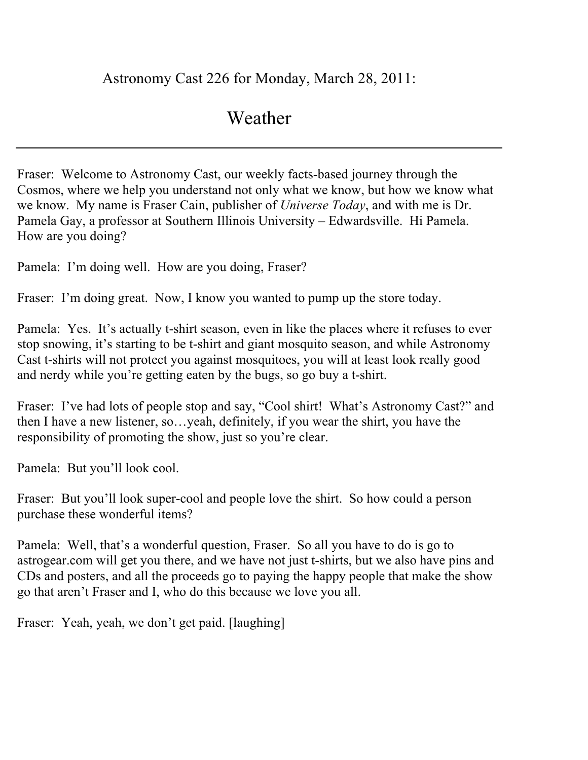Astronomy Cast 226 for Monday, March 28, 2011:

# Weather

---

Fraser: Welcome to Astronomy Cast, our weekly facts-based journey through the Cosmos, where we help you understand not only what we know, but how we know what we know. My name is Fraser Cain, publisher of *Universe Today*, and with me is Dr. Pamela Gay, a professor at Southern Illinois University – Edwardsville. Hi Pamela. How are you doing?

Pamela: I'm doing well. How are you doing, Fraser?

Fraser: I'm doing great. Now, I know you wanted to pump up the store today.

Pamela: Yes. It's actually t-shirt season, even in like the places where it refuses to ever stop snowing, it's starting to be t-shirt and giant mosquito season, and while Astronomy Cast t-shirts will not protect you against mosquitoes, you will at least look really good and nerdy while you're getting eaten by the bugs, so go buy a t-shirt.

Fraser: I've had lots of people stop and say, "Cool shirt! What's Astronomy Cast?" and then I have a new listener, so…yeah, definitely, if you wear the shirt, you have the responsibility of promoting the show, just so you're clear.

Pamela: But you'll look cool.

Fraser: But you'll look super-cool and people love the shirt. So how could a person purchase these wonderful items?

Pamela: Well, that's a wonderful question, Fraser. So all you have to do is go to astrogear.com will get you there, and we have not just t-shirts, but we also have pins and CDs and posters, and all the proceeds go to paying the happy people that make the show go that aren't Fraser and I, who do this because we love you all.

Fraser: Yeah, yeah, we don't get paid. [laughing]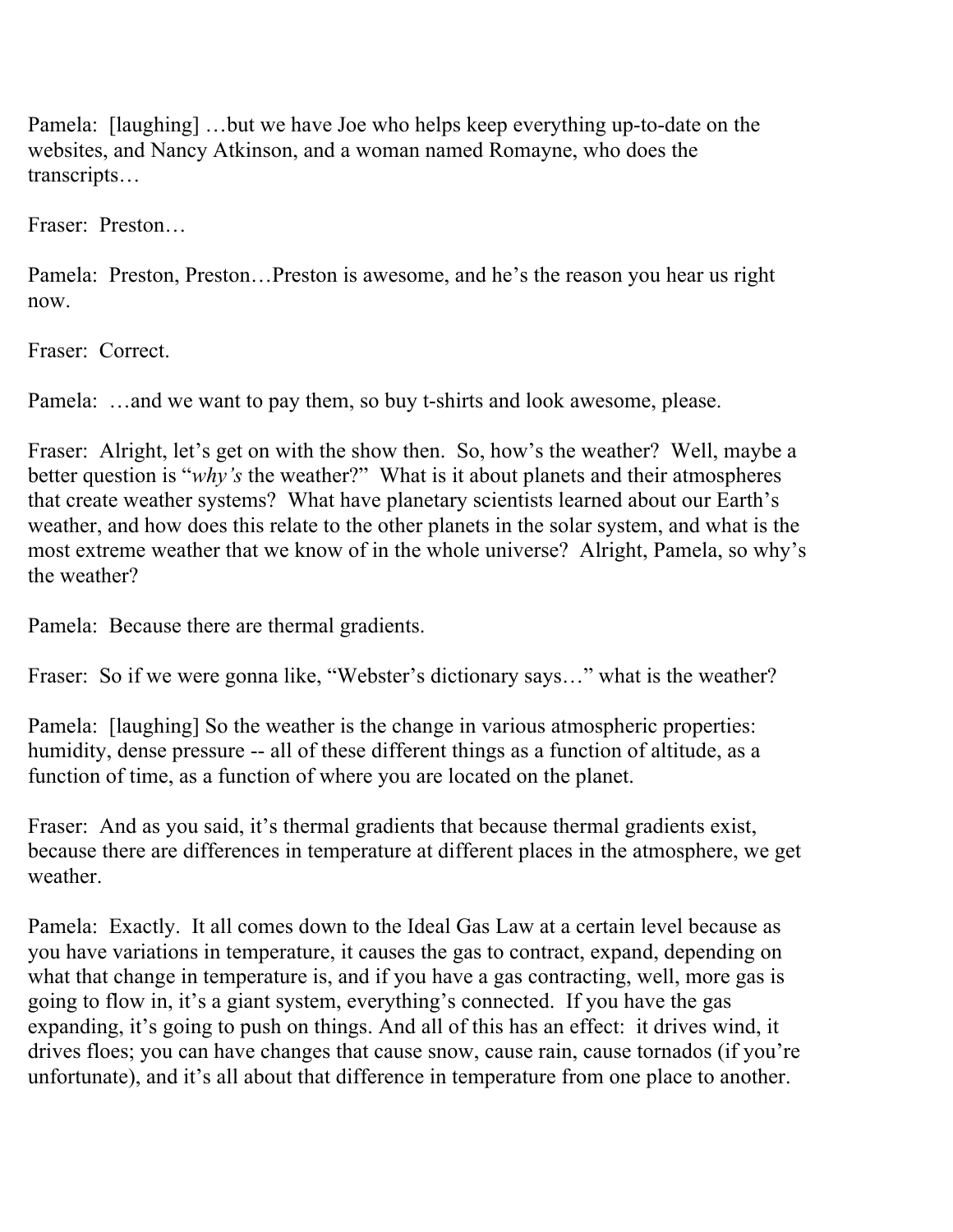Pamela: [laughing] …but we have Joe who helps keep everything up-to-date on the websites, and Nancy Atkinson, and a woman named Romayne, who does the transcripts…

Fraser: Preston…

Pamela: Preston, Preston…Preston is awesome, and he's the reason you hear us right now.

Fraser: Correct.

Pamela: …and we want to pay them, so buy t-shirts and look awesome, please.

Fraser: Alright, let's get on with the show then. So, how's the weather? Well, maybe a better question is "*why's* the weather?" What is it about planets and their atmospheres that create weather systems? What have planetary scientists learned about our Earth's weather, and how does this relate to the other planets in the solar system, and what is the most extreme weather that we know of in the whole universe? Alright, Pamela, so why's the weather?

Pamela: Because there are thermal gradients.

Fraser: So if we were gonna like, "Webster's dictionary says…" what is the weather?

Pamela: [laughing] So the weather is the change in various atmospheric properties: humidity, dense pressure -- all of these different things as a function of altitude, as a function of time, as a function of where you are located on the planet.

Fraser: And as you said, it's thermal gradients that because thermal gradients exist, because there are differences in temperature at different places in the atmosphere, we get weather.

Pamela: Exactly. It all comes down to the Ideal Gas Law at a certain level because as you have variations in temperature, it causes the gas to contract, expand, depending on what that change in temperature is, and if you have a gas contracting, well, more gas is going to flow in, it's a giant system, everything's connected. If you have the gas expanding, it's going to push on things. And all of this has an effect: it drives wind, it drives floes; you can have changes that cause snow, cause rain, cause tornados (if you're unfortunate), and it's all about that difference in temperature from one place to another.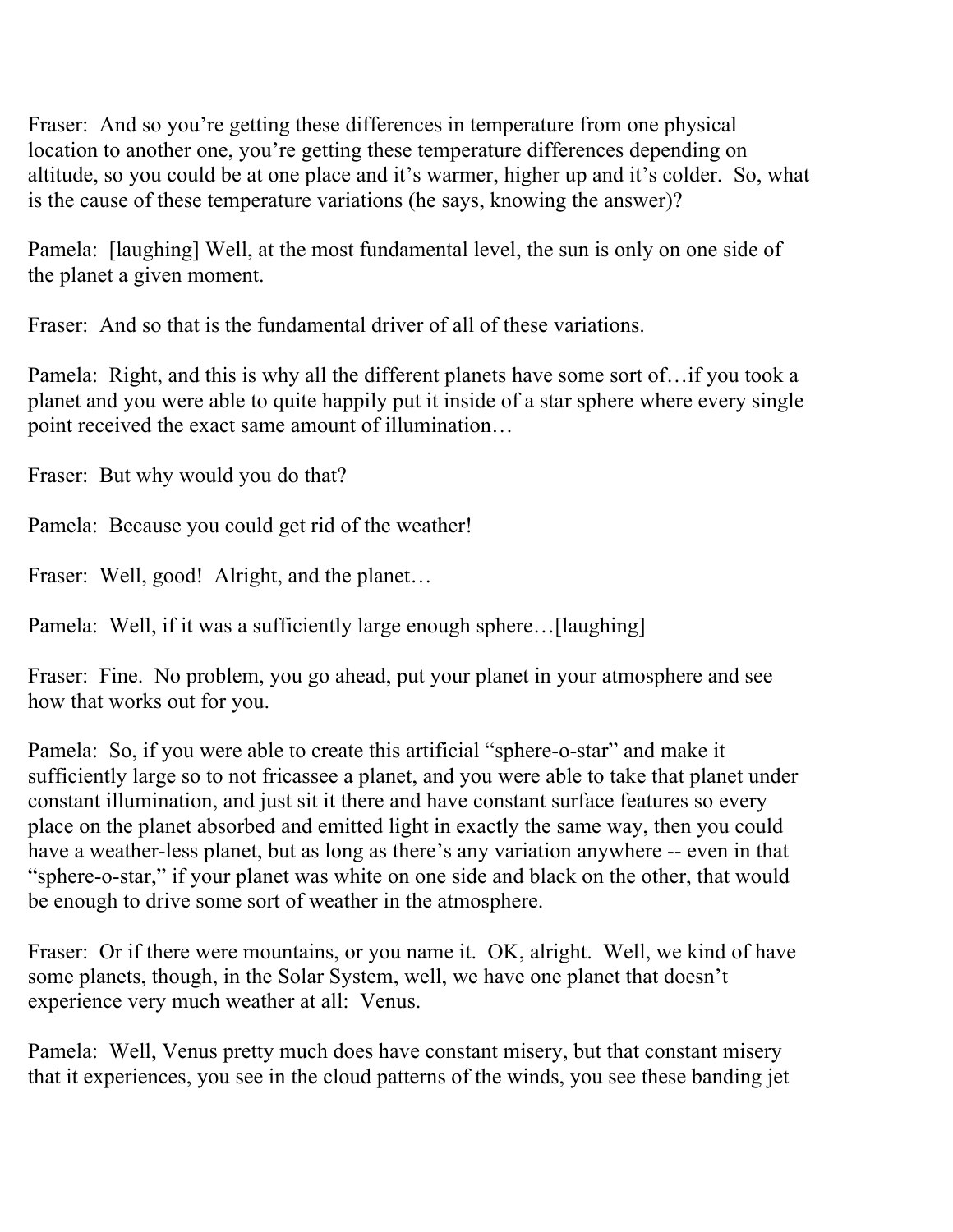Fraser: And so you're getting these differences in temperature from one physical location to another one, you're getting these temperature differences depending on altitude, so you could be at one place and it's warmer, higher up and it's colder. So, what is the cause of these temperature variations (he says, knowing the answer)?

Pamela: [laughing] Well, at the most fundamental level, the sun is only on one side of the planet a given moment.

Fraser: And so that is the fundamental driver of all of these variations.

Pamela: Right, and this is why all the different planets have some sort of…if you took a planet and you were able to quite happily put it inside of a star sphere where every single point received the exact same amount of illumination…

Fraser: But why would you do that?

Pamela: Because you could get rid of the weather!

Fraser: Well, good! Alright, and the planet…

Pamela: Well, if it was a sufficiently large enough sphere…[laughing]

Fraser: Fine. No problem, you go ahead, put your planet in your atmosphere and see how that works out for you.

Pamela: So, if you were able to create this artificial "sphere-o-star" and make it sufficiently large so to not fricassee a planet, and you were able to take that planet under constant illumination, and just sit it there and have constant surface features so every place on the planet absorbed and emitted light in exactly the same way, then you could have a weather-less planet, but as long as there's any variation anywhere -- even in that "sphere-o-star," if your planet was white on one side and black on the other, that would be enough to drive some sort of weather in the atmosphere.

Fraser: Or if there were mountains, or you name it. OK, alright. Well, we kind of have some planets, though, in the Solar System, well, we have one planet that doesn't experience very much weather at all: Venus.

Pamela: Well, Venus pretty much does have constant misery, but that constant misery that it experiences, you see in the cloud patterns of the winds, you see these banding jet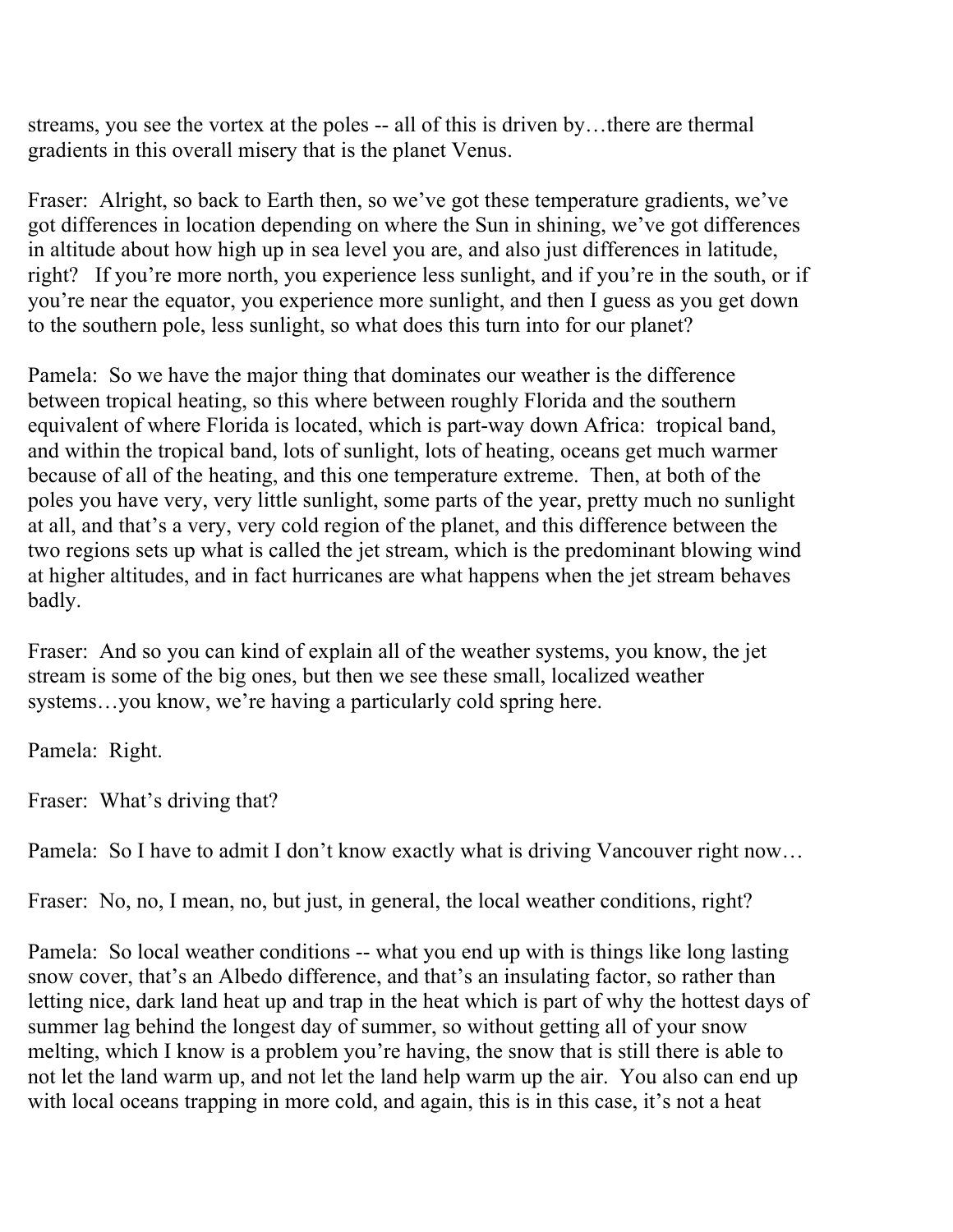streams, you see the vortex at the poles -- all of this is driven by…there are thermal gradients in this overall misery that is the planet Venus.

Fraser: Alright, so back to Earth then, so we've got these temperature gradients, we've got differences in location depending on where the Sun in shining, we've got differences in altitude about how high up in sea level you are, and also just differences in latitude, right? If you're more north, you experience less sunlight, and if you're in the south, or if you're near the equator, you experience more sunlight, and then I guess as you get down to the southern pole, less sunlight, so what does this turn into for our planet?

Pamela: So we have the major thing that dominates our weather is the difference between tropical heating, so this where between roughly Florida and the southern equivalent of where Florida is located, which is part-way down Africa: tropical band, and within the tropical band, lots of sunlight, lots of heating, oceans get much warmer because of all of the heating, and this one temperature extreme. Then, at both of the poles you have very, very little sunlight, some parts of the year, pretty much no sunlight at all, and that's a very, very cold region of the planet, and this difference between the two regions sets up what is called the jet stream, which is the predominant blowing wind at higher altitudes, and in fact hurricanes are what happens when the jet stream behaves badly.

Fraser: And so you can kind of explain all of the weather systems, you know, the jet stream is some of the big ones, but then we see these small, localized weather systems…you know, we're having a particularly cold spring here.

Pamela: Right.

Fraser: What's driving that?

Pamela: So I have to admit I don't know exactly what is driving Vancouver right now…

Fraser: No, no, I mean, no, but just, in general, the local weather conditions, right?

Pamela: So local weather conditions -- what you end up with is things like long lasting snow cover, that's an Albedo difference, and that's an insulating factor, so rather than letting nice, dark land heat up and trap in the heat which is part of why the hottest days of summer lag behind the longest day of summer, so without getting all of your snow melting, which I know is a problem you're having, the snow that is still there is able to not let the land warm up, and not let the land help warm up the air. You also can end up with local oceans trapping in more cold, and again, this is in this case, it's not a heat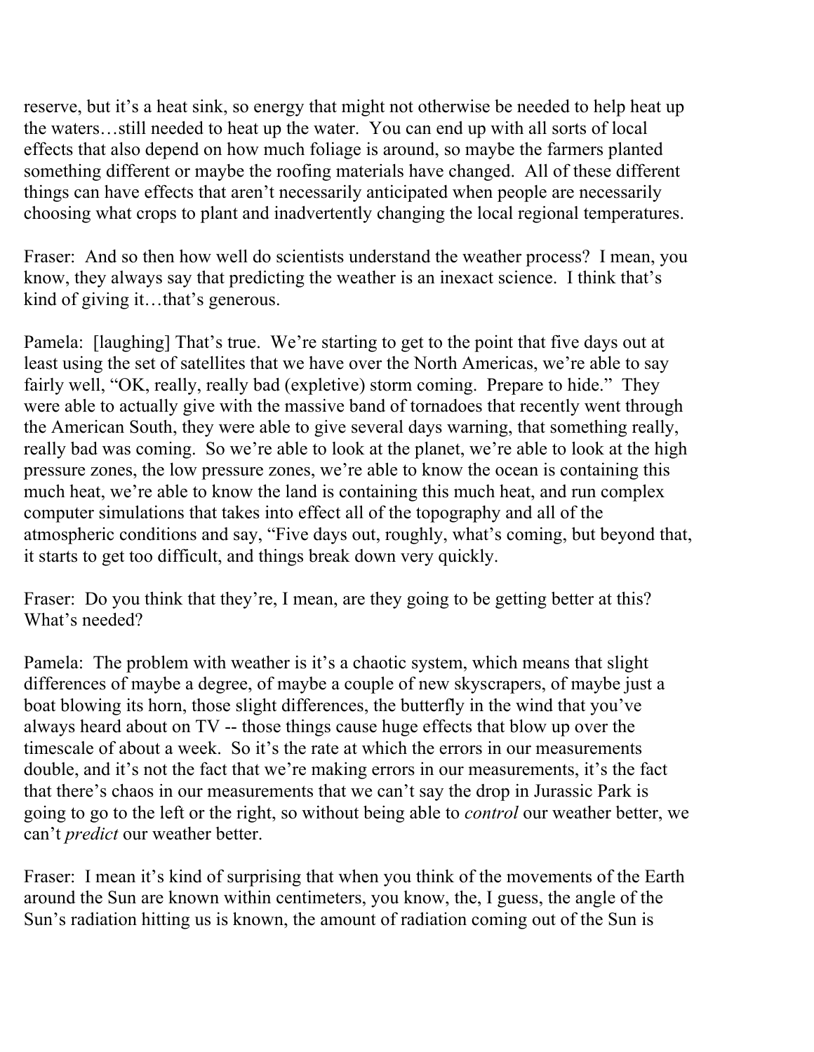reserve, but it's a heat sink, so energy that might not otherwise be needed to help heat up the waters…still needed to heat up the water. You can end up with all sorts of local effects that also depend on how much foliage is around, so maybe the farmers planted something different or maybe the roofing materials have changed. All of these different things can have effects that aren't necessarily anticipated when people are necessarily choosing what crops to plant and inadvertently changing the local regional temperatures.

Fraser: And so then how well do scientists understand the weather process? I mean, you know, they always say that predicting the weather is an inexact science. I think that's kind of giving it…that's generous.

Pamela: [laughing] That's true. We're starting to get to the point that five days out at least using the set of satellites that we have over the North Americas, we're able to say fairly well, "OK, really, really bad (expletive) storm coming. Prepare to hide." They were able to actually give with the massive band of tornadoes that recently went through the American South, they were able to give several days warning, that something really, really bad was coming. So we're able to look at the planet, we're able to look at the high pressure zones, the low pressure zones, we're able to know the ocean is containing this much heat, we're able to know the land is containing this much heat, and run complex computer simulations that takes into effect all of the topography and all of the atmospheric conditions and say, "Five days out, roughly, what's coming, but beyond that, it starts to get too difficult, and things break down very quickly.

Fraser: Do you think that they're, I mean, are they going to be getting better at this? What's needed?

Pamela: The problem with weather is it's a chaotic system, which means that slight differences of maybe a degree, of maybe a couple of new skyscrapers, of maybe just a boat blowing its horn, those slight differences, the butterfly in the wind that you've always heard about on TV -- those things cause huge effects that blow up over the timescale of about a week. So it's the rate at which the errors in our measurements double, and it's not the fact that we're making errors in our measurements, it's the fact that there's chaos in our measurements that we can't say the drop in Jurassic Park is going to go to the left or the right, so without being able to *control* our weather better, we can't *predict* our weather better.

Fraser: I mean it's kind of surprising that when you think of the movements of the Earth around the Sun are known within centimeters, you know, the, I guess, the angle of the Sun's radiation hitting us is known, the amount of radiation coming out of the Sun is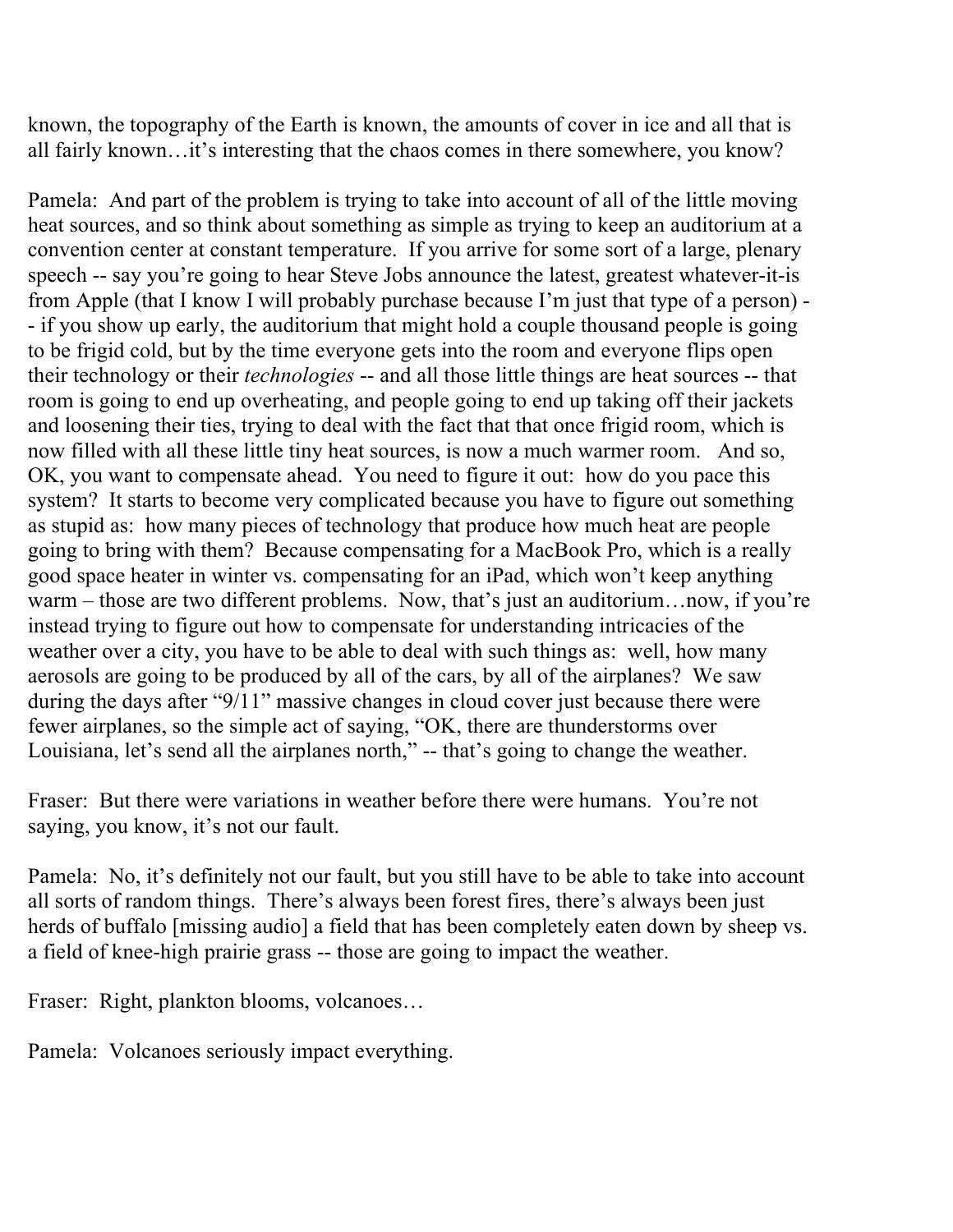known, the topography of the Earth is known, the amounts of cover in ice and all that is all fairly known…it's interesting that the chaos comes in there somewhere, you know?

Pamela: And part of the problem is trying to take into account of all of the little moving heat sources, and so think about something as simple as trying to keep an auditorium at a convention center at constant temperature. If you arrive for some sort of a large, plenary speech -- say you're going to hear Steve Jobs announce the latest, greatest whatever-it-is from Apple (that I know I will probably purchase because I'm just that type of a person) -- if you show up early, the auditorium that might hold a couple thousand people is going to be frigid cold, but by the time everyone gets into the room and everyone flips open their technology or their *technologies* -- and all those little things are heat sources -- that room is going to end up overheating, and people going to end up taking off their jackets and loosening their ties, trying to deal with the fact that that once frigid room, which is now filled with all these little tiny heat sources, is now a much warmer room. And so, OK, you want to compensate ahead. You need to figure it out: how do you pace this system? It starts to become very complicated because you have to figure out something as stupid as: how many pieces of technology that produce how much heat are people going to bring with them? Because compensating for a MacBook Pro, which is a really good space heater in winter vs. compensating for an iPad, which won't keep anything warm – those are two different problems. Now, that's just an auditorium…now, if you're instead trying to figure out how to compensate for understanding intricacies of the weather over a city, you have to be able to deal with such things as: well, how many aerosols are going to be produced by all of the cars, by all of the airplanes? We saw during the days after "9/11" massive changes in cloud cover just because there were fewer airplanes, so the simple act of saying, "OK, there are thunderstorms over Louisiana, let's send all the airplanes north," -- that's going to change the weather.

Fraser: But there were variations in weather before there were humans. You're not saying, you know, it's not our fault.

Pamela: No, it's definitely not our fault, but you still have to be able to take into account all sorts of random things. There's always been forest fires, there's always been just herds of buffalo [missing audio] a field that has been completely eaten down by sheep vs. a field of knee-high prairie grass -- those are going to impact the weather.

Fraser: Right, plankton blooms, volcanoes…

Pamela: Volcanoes seriously impact everything.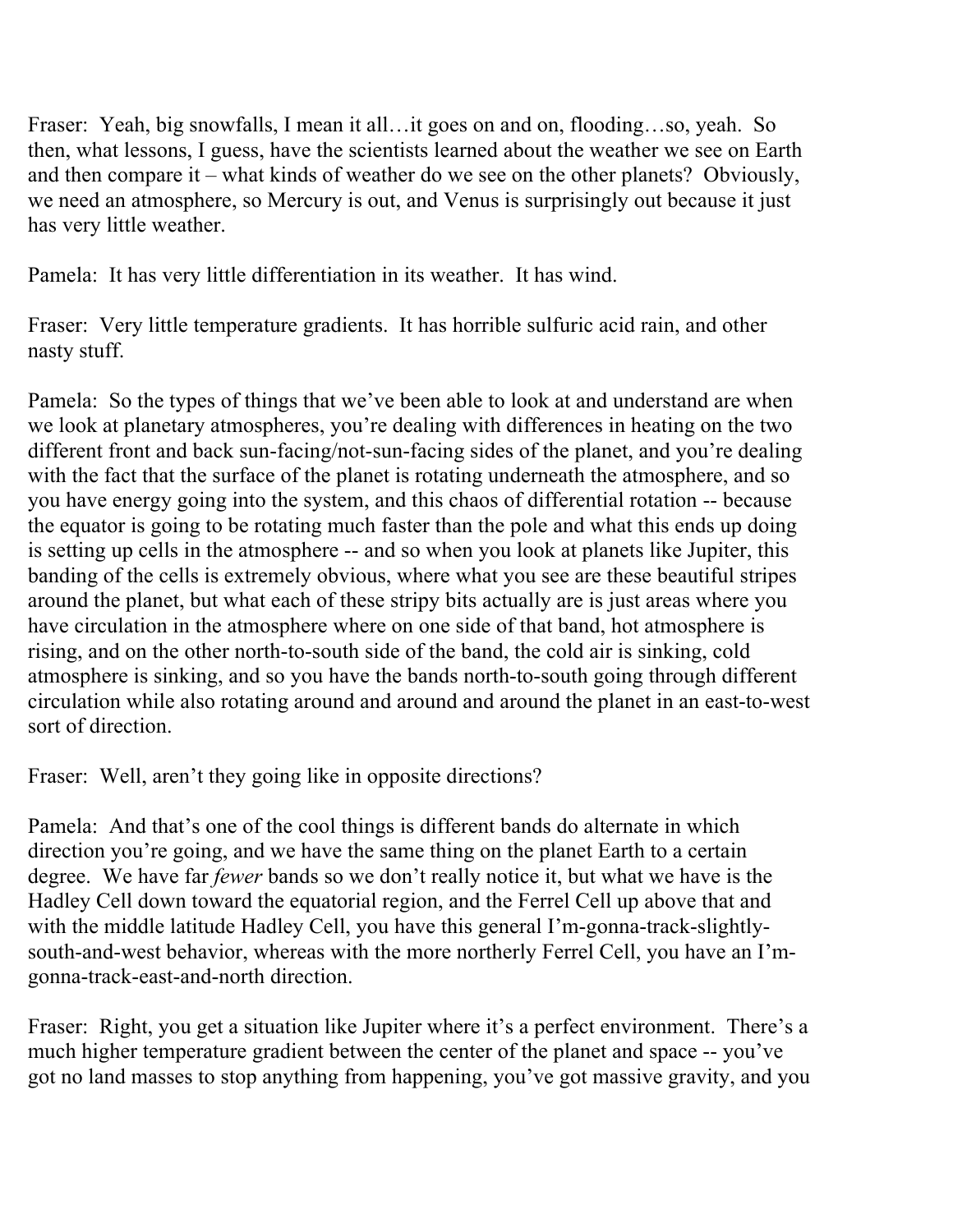Fraser: Yeah, big snowfalls, I mean it all…it goes on and on, flooding…so, yeah. So then, what lessons, I guess, have the scientists learned about the weather we see on Earth and then compare it – what kinds of weather do we see on the other planets? Obviously, we need an atmosphere, so Mercury is out, and Venus is surprisingly out because it just has very little weather.

Pamela: It has very little differentiation in its weather. It has wind.

Fraser: Very little temperature gradients. It has horrible sulfuric acid rain, and other nasty stuff.

Pamela: So the types of things that we've been able to look at and understand are when we look at planetary atmospheres, you're dealing with differences in heating on the two different front and back sun-facing/not-sun-facing sides of the planet, and you're dealing with the fact that the surface of the planet is rotating underneath the atmosphere, and so you have energy going into the system, and this chaos of differential rotation -- because the equator is going to be rotating much faster than the pole and what this ends up doing is setting up cells in the atmosphere -- and so when you look at planets like Jupiter, this banding of the cells is extremely obvious, where what you see are these beautiful stripes around the planet, but what each of these stripy bits actually are is just areas where you have circulation in the atmosphere where on one side of that band, hot atmosphere is rising, and on the other north-to-south side of the band, the cold air is sinking, cold atmosphere is sinking, and so you have the bands north-to-south going through different circulation while also rotating around and around and around the planet in an east-to-west sort of direction.

Fraser: Well, aren't they going like in opposite directions?

Pamela: And that's one of the cool things is different bands do alternate in which direction you're going, and we have the same thing on the planet Earth to a certain degree. We have far *fewer* bands so we don't really notice it, but what we have is the Hadley Cell down toward the equatorial region, and the Ferrel Cell up above that and with the middle latitude Hadley Cell, you have this general I'm-gonna-track-slightly-south-and-west behavior, whereas with the more northerly Ferrel Cell, you have an I'm-gonna-track-east-and-north direction.

Fraser: Right, you get a situation like Jupiter where it's a perfect environment. There's a much higher temperature gradient between the center of the planet and space -- you've got no land masses to stop anything from happening, you've got massive gravity, and you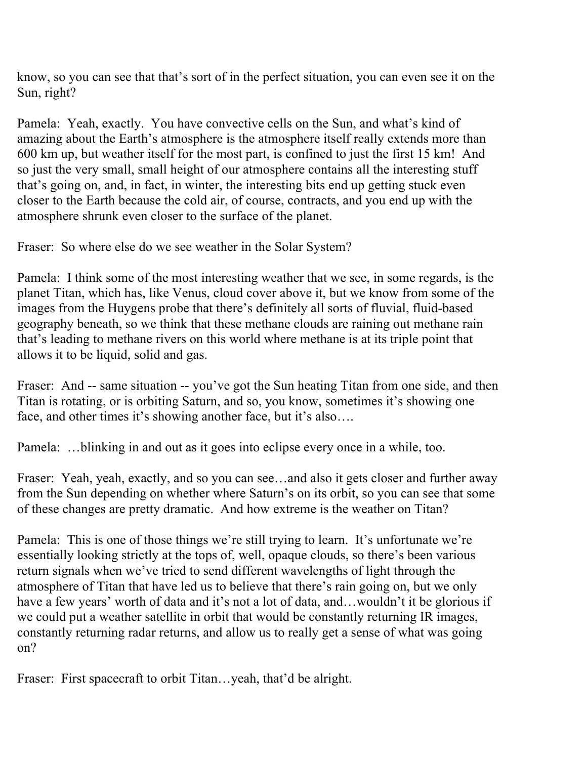know, so you can see that that's sort of in the perfect situation, you can even see it on the Sun, right?

Pamela: Yeah, exactly. You have convective cells on the Sun, and what's kind of amazing about the Earth's atmosphere is the atmosphere itself really extends more than 600 km up, but weather itself for the most part, is confined to just the first 15 km! And so just the very small, small height of our atmosphere contains all the interesting stuff that's going on, and, in fact, in winter, the interesting bits end up getting stuck even closer to the Earth because the cold air, of course, contracts, and you end up with the atmosphere shrunk even closer to the surface of the planet.

Fraser: So where else do we see weather in the Solar System?

Pamela: I think some of the most interesting weather that we see, in some regards, is the planet Titan, which has, like Venus, cloud cover above it, but we know from some of the images from the Huygens probe that there's definitely all sorts of fluvial, fluid-based geography beneath, so we think that these methane clouds are raining out methane rain that's leading to methane rivers on this world where methane is at its triple point that allows it to be liquid, solid and gas.

Fraser: And -- same situation -- you've got the Sun heating Titan from one side, and then Titan is rotating, or is orbiting Saturn, and so, you know, sometimes it's showing one face, and other times it's showing another face, but it's also….

Pamela: …blinking in and out as it goes into eclipse every once in a while, too.

Fraser: Yeah, yeah, exactly, and so you can see…and also it gets closer and further away from the Sun depending on whether where Saturn's on its orbit, so you can see that some of these changes are pretty dramatic. And how extreme is the weather on Titan?

Pamela: This is one of those things we're still trying to learn. It's unfortunate we're essentially looking strictly at the tops of, well, opaque clouds, so there's been various return signals when we've tried to send different wavelengths of light through the atmosphere of Titan that have led us to believe that there's rain going on, but we only have a few years' worth of data and it's not a lot of data, and…wouldn't it be glorious if we could put a weather satellite in orbit that would be constantly returning IR images, constantly returning radar returns, and allow us to really get a sense of what was going on?

Fraser: First spacecraft to orbit Titan…yeah, that'd be alright.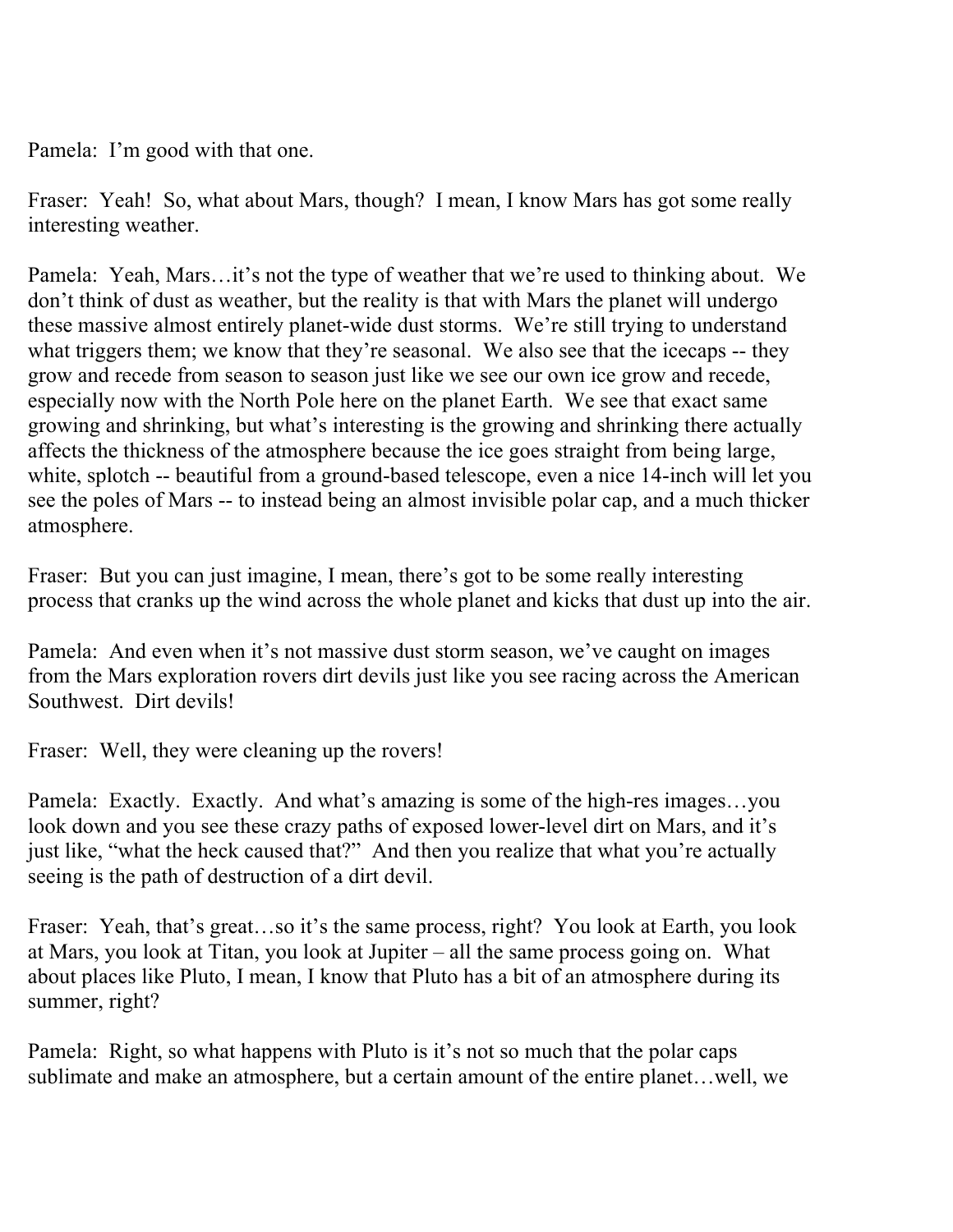Pamela: I'm good with that one.

Fraser: Yeah! So, what about Mars, though? I mean, I know Mars has got some really interesting weather.

Pamela: Yeah, Mars…it's not the type of weather that we're used to thinking about. We don't think of dust as weather, but the reality is that with Mars the planet will undergo these massive almost entirely planet-wide dust storms. We're still trying to understand what triggers them; we know that they're seasonal. We also see that the icecaps -- they grow and recede from season to season just like we see our own ice grow and recede, especially now with the North Pole here on the planet Earth. We see that exact same growing and shrinking, but what's interesting is the growing and shrinking there actually affects the thickness of the atmosphere because the ice goes straight from being large, white, splotch -- beautiful from a ground-based telescope, even a nice 14-inch will let you see the poles of Mars -- to instead being an almost invisible polar cap, and a much thicker atmosphere.

Fraser: But you can just imagine, I mean, there's got to be some really interesting process that cranks up the wind across the whole planet and kicks that dust up into the air.

Pamela: And even when it's not massive dust storm season, we've caught on images from the Mars exploration rovers dirt devils just like you see racing across the American Southwest. Dirt devils!

Fraser: Well, they were cleaning up the rovers!

Pamela: Exactly. Exactly. And what's amazing is some of the high-res images…you look down and you see these crazy paths of exposed lower-level dirt on Mars, and it's just like, "what the heck caused that?" And then you realize that what you're actually seeing is the path of destruction of a dirt devil.

Fraser: Yeah, that's great…so it's the same process, right? You look at Earth, you look at Mars, you look at Titan, you look at Jupiter – all the same process going on. What about places like Pluto, I mean, I know that Pluto has a bit of an atmosphere during its summer, right?

Pamela: Right, so what happens with Pluto is it's not so much that the polar caps sublimate and make an atmosphere, but a certain amount of the entire planet…well, we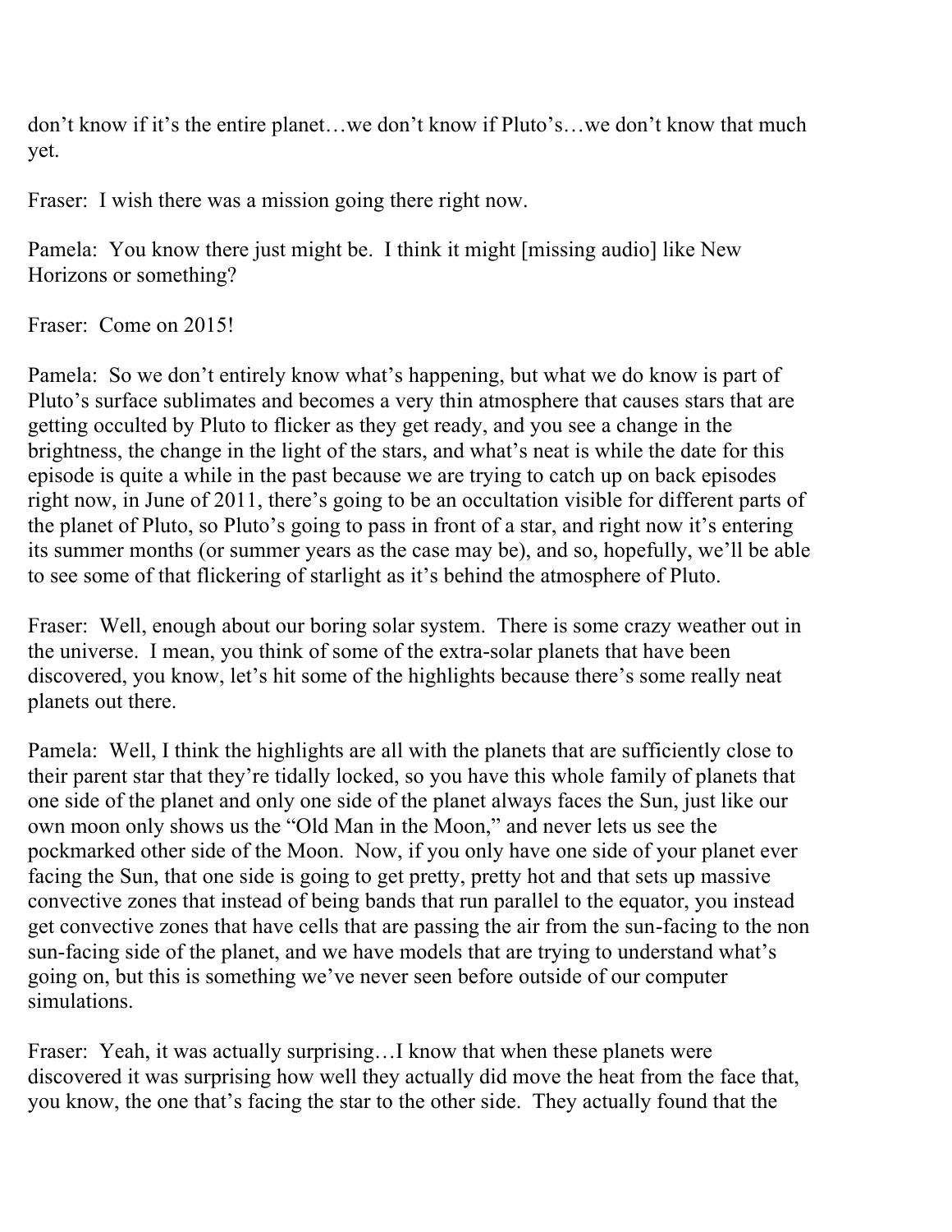don't know if it's the entire planet…we don't know if Pluto's…we don't know that much yet.

Fraser: I wish there was a mission going there right now.

Pamela: You know there just might be. I think it might [missing audio] like New Horizons or something?

Fraser: Come on 2015!

Pamela: So we don't entirely know what's happening, but what we do know is part of Pluto's surface sublimates and becomes a very thin atmosphere that causes stars that are getting occulted by Pluto to flicker as they get ready, and you see a change in the brightness, the change in the light of the stars, and what's neat is while the date for this episode is quite a while in the past because we are trying to catch up on back episodes right now, in June of 2011, there's going to be an occultation visible for different parts of the planet of Pluto, so Pluto's going to pass in front of a star, and right now it's entering its summer months (or summer years as the case may be), and so, hopefully, we'll be able to see some of that flickering of starlight as it's behind the atmosphere of Pluto.

Fraser: Well, enough about our boring solar system. There is some crazy weather out in the universe. I mean, you think of some of the extra-solar planets that have been discovered, you know, let's hit some of the highlights because there's some really neat planets out there.

Pamela: Well, I think the highlights are all with the planets that are sufficiently close to their parent star that they're tidally locked, so you have this whole family of planets that one side of the planet and only one side of the planet always faces the Sun, just like our own moon only shows us the "Old Man in the Moon," and never lets us see the pockmarked other side of the Moon. Now, if you only have one side of your planet ever facing the Sun, that one side is going to get pretty, pretty hot and that sets up massive convective zones that instead of being bands that run parallel to the equator, you instead get convective zones that have cells that are passing the air from the sun-facing to the non sun-facing side of the planet, and we have models that are trying to understand what's going on, but this is something we've never seen before outside of our computer simulations.

Fraser: Yeah, it was actually surprising…I know that when these planets were discovered it was surprising how well they actually did move the heat from the face that, you know, the one that's facing the star to the other side. They actually found that the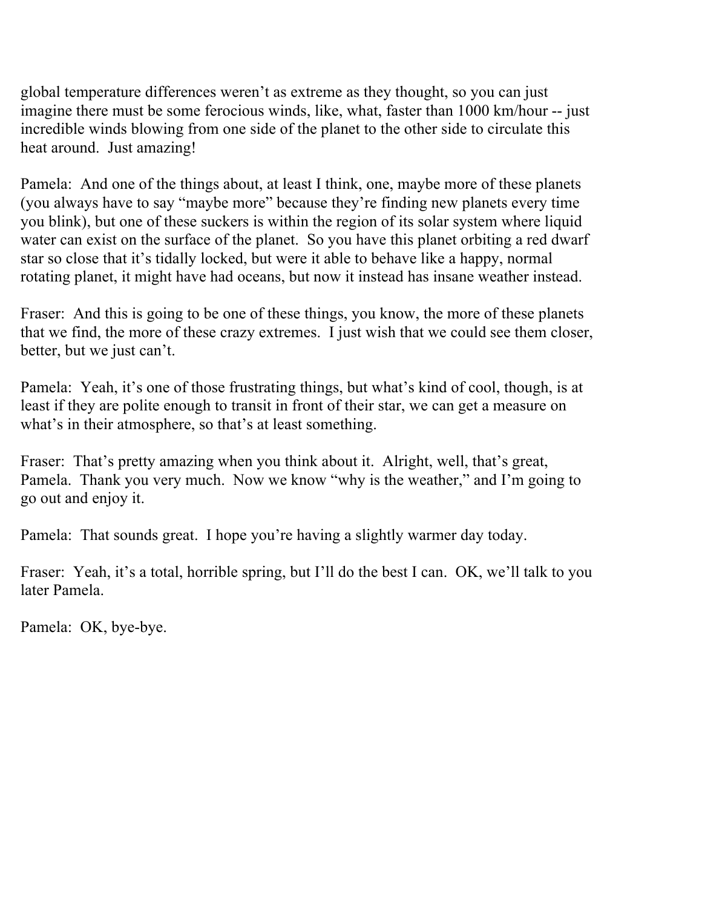global temperature differences weren't as extreme as they thought, so you can just imagine there must be some ferocious winds, like, what, faster than 1000 km/hour -- just incredible winds blowing from one side of the planet to the other side to circulate this heat around. Just amazing!

Pamela: And one of the things about, at least I think, one, maybe more of these planets (you always have to say "maybe more" because they're finding new planets every time you blink), but one of these suckers is within the region of its solar system where liquid water can exist on the surface of the planet. So you have this planet orbiting a red dwarf star so close that it's tidally locked, but were it able to behave like a happy, normal rotating planet, it might have had oceans, but now it instead has insane weather instead.

Fraser: And this is going to be one of these things, you know, the more of these planets that we find, the more of these crazy extremes. I just wish that we could see them closer, better, but we just can't.

Pamela: Yeah, it's one of those frustrating things, but what's kind of cool, though, is at least if they are polite enough to transit in front of their star, we can get a measure on what's in their atmosphere, so that's at least something.

Fraser: That's pretty amazing when you think about it. Alright, well, that's great, Pamela. Thank you very much. Now we know "why is the weather," and I'm going to go out and enjoy it.

Pamela: That sounds great. I hope you're having a slightly warmer day today.

Fraser: Yeah, it's a total, horrible spring, but I'll do the best I can. OK, we'll talk to you later Pamela.

Pamela: OK, bye-bye.